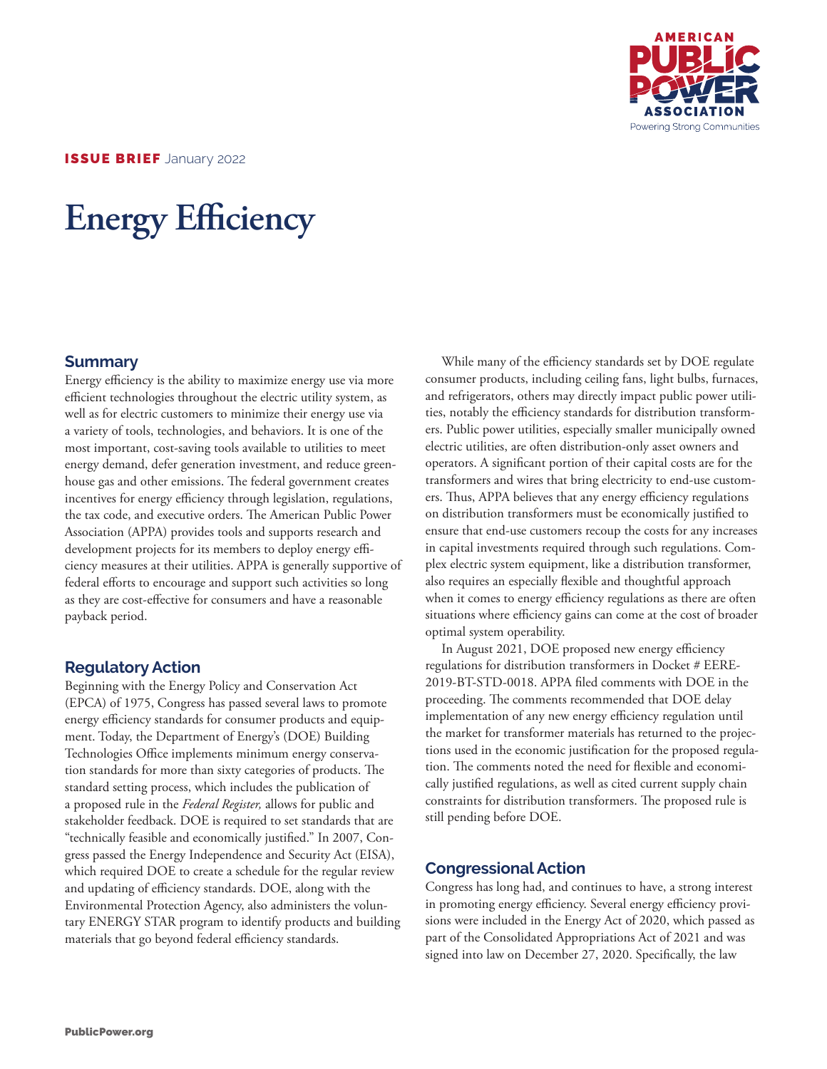**ISSUE BRIEF** January 2022

# Energy Efficiency

## Summary

Energy efficiency is the ability to maximize energy use via more efficient technologies throughout the electric utility system, as well as for electric customers to minimize their energy use via a variety of tools, technologies, and behaviors. It is one of the most important, cost-saving tools available to utilities to meet energy demand, defer generation investment, and reduce greenhouse gas and other emissions. The federal government creates incentives for energy efficiency through legislation, regulations, the tax code, and executive orders. The American Public Power Association (APPA) provides tools and supports research and development projects for its members to deploy energy efficiency measures at their utilities. APPA is generally supportive of federal efforts to encourage and support such activities so long as they are cost-effective for consumers and have a reasonable payback period.

## Regulatory Action

Beginning with the Energy Policy and Conservation Act (EPCA) of 1975, Congress has passed several laws to promote energy efficiency standards for consumer products and equipment. Today, the Department of Energy's (DOE) Building Technologies Office implements minimum energy conservation standards for more than sixty categories of products. The standard setting process, which includes the publication of a proposed rule in the *Federal Register,* allows for public and stakeholder feedback. DOE is required to set standards that are "technically feasible and economically justified." In 2007, Congress passed the Energy Independence and Security Act (EISA), which required DOE to create a schedule for the regular review and updating of efficiency standards. DOE, along with the Environmental Protection Agency, also administers the voluntary ENERGY STAR program to identify products and building materials that go beyond federal efficiency standards.

While many of the efficiency standards set by DOE regulate consumer products, including ceiling fans, light bulbs, furnaces, and refrigerators, others may directly impact public power utilities, notably the efficiency standards for distribution transformers. Public power utilities, especially smaller municipally owned electric utilities, are often distribution-only asset owners and operators. A significant portion of their capital costs are for the transformers and wires that bring electricity to end-use customers. Thus, APPA believes that any energy efficiency regulations on distribution transformers must be economically justified to ensure that end-use customers recoup the costs for any increases in capital investments required through such regulations. Complex electric system equipment, like a distribution transformer, also requires an especially flexible and thoughtful approach when it comes to energy efficiency regulations as there are often situations where efficiency gains can come at the cost of broader optimal system operability.

In August 2021, DOE proposed new energy efficiency regulations for distribution transformers in Docket # EERE-2019-BT-STD-0018. APPA filed comments with DOE in the proceeding. The comments recommended that DOE delay implementation of any new energy efficiency regulation until the market for transformer materials has returned to the projections used in the economic justification for the proposed regulation. The comments noted the need for flexible and economically justified regulations, as well as cited current supply chain constraints for distribution transformers. The proposed rule is still pending before DOE.

## Congressional Action

Congress has long had, and continues to have, a strong interest in promoting energy efficiency. Several energy efficiency provisions were included in the Energy Act of 2020, which passed as part of the Consolidated Appropriations Act of 2021 and was signed into law on December 27, 2020. Specifically, the law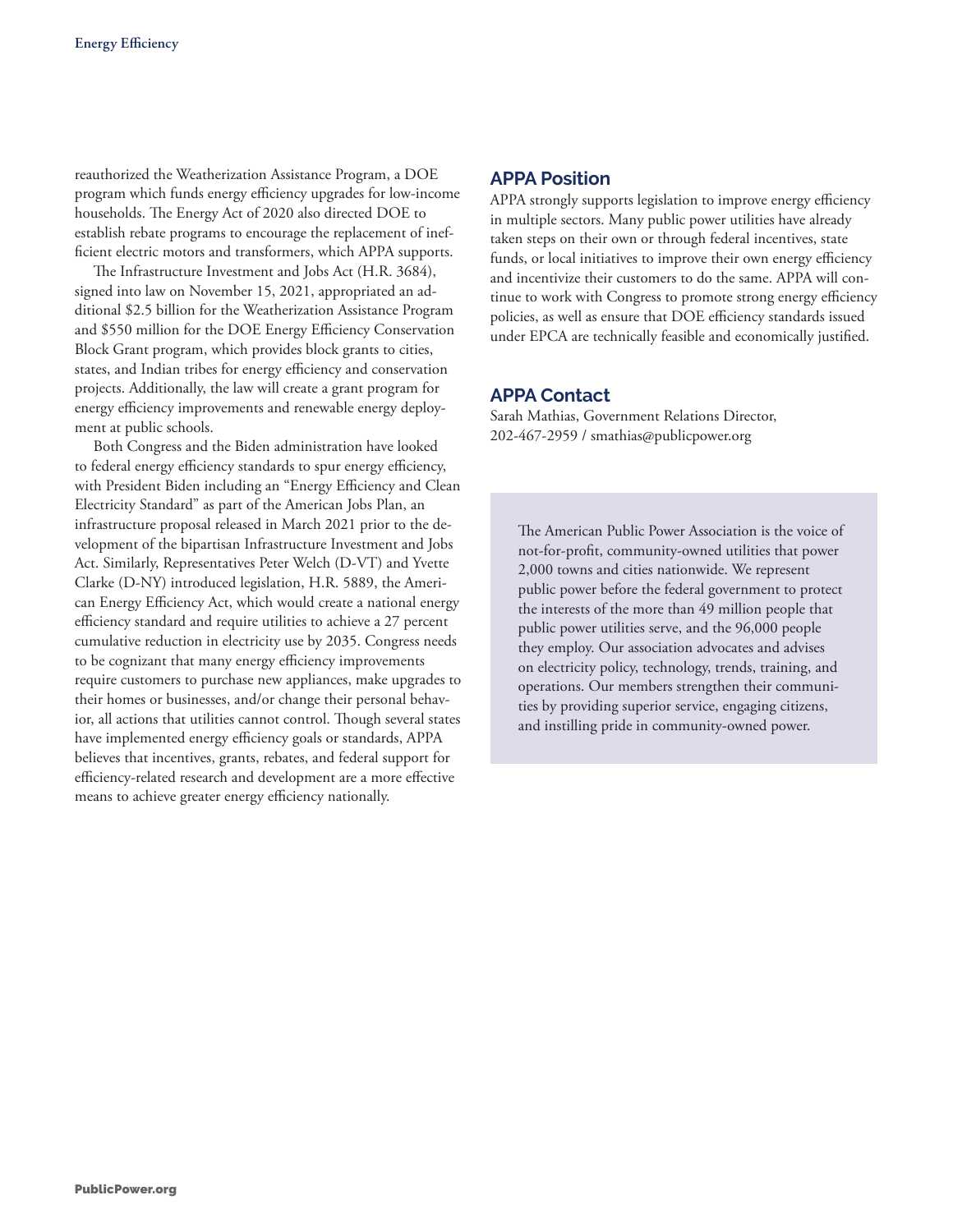reauthorized the Weatherization Assistance Program, a DOE program which funds energy efficiency upgrades for low-income households. The Energy Act of 2020 also directed DOE to establish rebate programs to encourage the replacement of inefficient electric motors and transformers, which APPA supports.

The Infrastructure Investment and Jobs Act (H.R. 3684), signed into law on November 15, 2021, appropriated an additional $2.5 billion for the Weatherization Assistance Program and $550 million for the DOE Energy Efficiency Conservation Block Grant program, which provides block grants to cities, states, and Indian tribes for energy efficiency and conservation projects. Additionally, the law will create a grant program for energy efficiency improvements and renewable energy deployment at public schools.

Both Congress and the Biden administration have looked to federal energy efficiency standards to spur energy efficiency, with President Biden including an "Energy Efficiency and Clean Electricity Standard" as part of the American Jobs Plan, an infrastructure proposal released in March 2021 prior to the development of the bipartisan Infrastructure Investment and Jobs Act. Similarly, Representatives Peter Welch (D-VT) and Yvette Clarke (D-NY) introduced legislation, H.R. 5889, the American Energy Efficiency Act, which would create a national energy efficiency standard and require utilities to achieve a 27 percent cumulative reduction in electricity use by 2035. Congress needs to be cognizant that many energy efficiency improvements require customers to purchase new appliances, make upgrades to their homes or businesses, and/or change their personal behavior, all actions that utilities cannot control. Though several states have implemented energy efficiency goals or standards, APPA believes that incentives, grants, rebates, and federal support for efficiency-related research and development are a more effective means to achieve greater energy efficiency nationally.

## APPA Position

APPA strongly supports legislation to improve energy efficiency in multiple sectors. Many public power utilities have already taken steps on their own or through federal incentives, state funds, or local initiatives to improve their own energy efficiency and incentivize their customers to do the same. APPA will continue to work with Congress to promote strong energy efficiency policies, as well as ensure that DOE efficiency standards issued under EPCA are technically feasible and economically justified.

## APPA Contact

Sarah Mathias, Government Relations Director,
202-467-2959 / smathias@publicpower.org

The American Public Power Association is the voice of not-for-profit, community-owned utilities that power 2,000 towns and cities nationwide. We represent public power before the federal government to protect the interests of the more than 49 million people that public power utilities serve, and the 96,000 people they employ. Our association advocates and advises on electricity policy, technology, trends, training, and operations. Our members strengthen their communities by providing superior service, engaging citizens, and instilling pride in community-owned power.